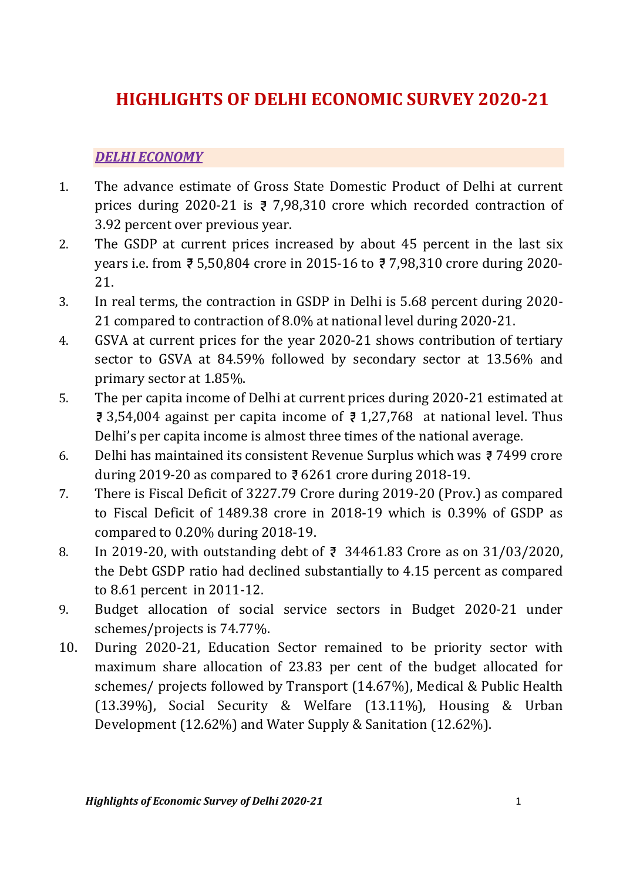# HIGHLIGHTS OF DELHI ECONOMIC SURVEY 2020-21

## ***DELHI ECONOMY***

1. The advance estimate of Gross State Domestic Product of Delhi at current prices during 2020-21 is ₹ 7,98,310 crore which recorded contraction of 3.92 percent over previous year.
2. The GSDP at current prices increased by about 45 percent in the last six years i.e. from ₹ 5,50,804 crore in 2015-16 to ₹ 7,98,310 crore during 2020-21.
3. In real terms, the contraction in GSDP in Delhi is 5.68 percent during 2020-21 compared to contraction of 8.0% at national level during 2020-21.
4. GSVA at current prices for the year 2020-21 shows contribution of tertiary sector to GSVA at 84.59% followed by secondary sector at 13.56% and primary sector at 1.85%.
5. The per capita income of Delhi at current prices during 2020-21 estimated at ₹ 3,54,004 against per capita income of ₹ 1,27,768 at national level. Thus Delhi's per capita income is almost three times of the national average.
6. Delhi has maintained its consistent Revenue Surplus which was ₹ 7499 crore during 2019-20 as compared to ₹ 6261 crore during 2018-19.
7. There is Fiscal Deficit of 3227.79 Crore during 2019-20 (Prov.) as compared to Fiscal Deficit of 1489.38 crore in 2018-19 which is 0.39% of GSDP as compared to 0.20% during 2018-19.
8. In 2019-20, with outstanding debt of ₹ 34461.83 Crore as on 31/03/2020, the Debt GSDP ratio had declined substantially to 4.15 percent as compared to 8.61 percent in 2011-12.
9. Budget allocation of social service sectors in Budget 2020-21 under schemes/projects is 74.77%.
10. During 2020-21, Education Sector remained to be priority sector with maximum share allocation of 23.83 per cent of the budget allocated for schemes/ projects followed by Transport (14.67%), Medical & Public Health (13.39%), Social Security & Welfare (13.11%), Housing & Urban Development (12.62%) and Water Supply & Sanitation (12.62%).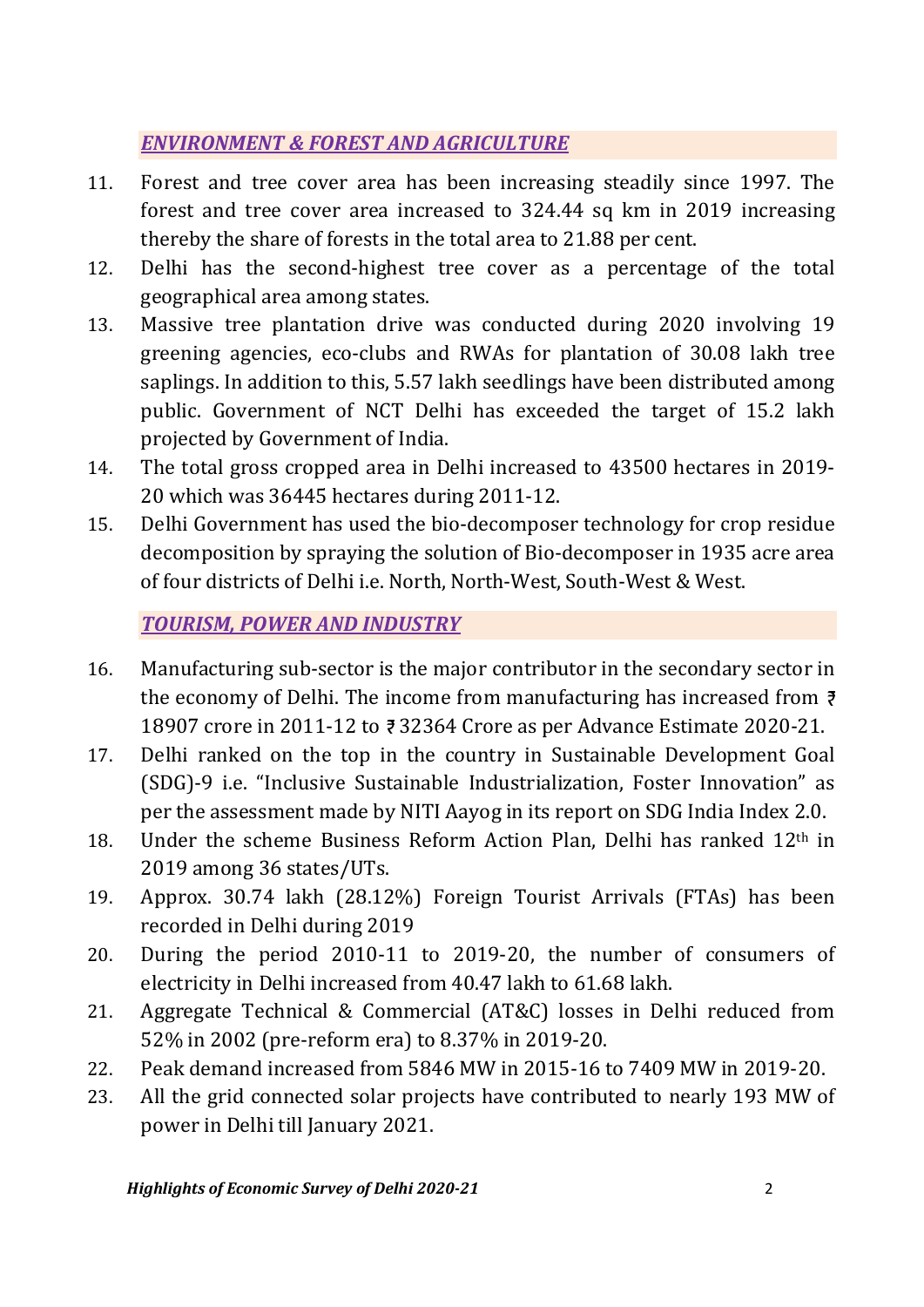## *ENVIRONMENT & FOREST AND AGRICULTURE*

11. Forest and tree cover area has been increasing steadily since 1997. The forest and tree cover area increased to 324.44 sq km in 2019 increasing thereby the share of forests in the total area to 21.88 per cent.
12. Delhi has the second-highest tree cover as a percentage of the total geographical area among states.
13. Massive tree plantation drive was conducted during 2020 involving 19 greening agencies, eco-clubs and RWAs for plantation of 30.08 lakh tree saplings. In addition to this, 5.57 lakh seedlings have been distributed among public. Government of NCT Delhi has exceeded the target of 15.2 lakh projected by Government of India.
14. The total gross cropped area in Delhi increased to 43500 hectares in 2019-20 which was 36445 hectares during 2011-12.
15. Delhi Government has used the bio-decomposer technology for crop residue decomposition by spraying the solution of Bio-decomposer in 1935 acre area of four districts of Delhi i.e. North, North-West, South-West & West.

## *TOURISM, POWER AND INDUSTRY*

16. Manufacturing sub-sector is the major contributor in the secondary sector in the economy of Delhi. The income from manufacturing has increased from ₹ 18907 crore in 2011-12 to ₹ 32364 Crore as per Advance Estimate 2020-21.
17. Delhi ranked on the top in the country in Sustainable Development Goal (SDG)-9 i.e. "Inclusive Sustainable Industrialization, Foster Innovation" as per the assessment made by NITI Aayog in its report on SDG India Index 2.0.
18. Under the scheme Business Reform Action Plan, Delhi has ranked 12th in 2019 among 36 states/UTs.
19. Approx. 30.74 lakh (28.12%) Foreign Tourist Arrivals (FTAs) has been recorded in Delhi during 2019
20. During the period 2010-11 to 2019-20, the number of consumers of electricity in Delhi increased from 40.47 lakh to 61.68 lakh.
21. Aggregate Technical & Commercial (AT&C) losses in Delhi reduced from 52% in 2002 (pre-reform era) to 8.37% in 2019-20.
22. Peak demand increased from 5846 MW in 2015-16 to 7409 MW in 2019-20.
23. All the grid connected solar projects have contributed to nearly 193 MW of power in Delhi till January 2021.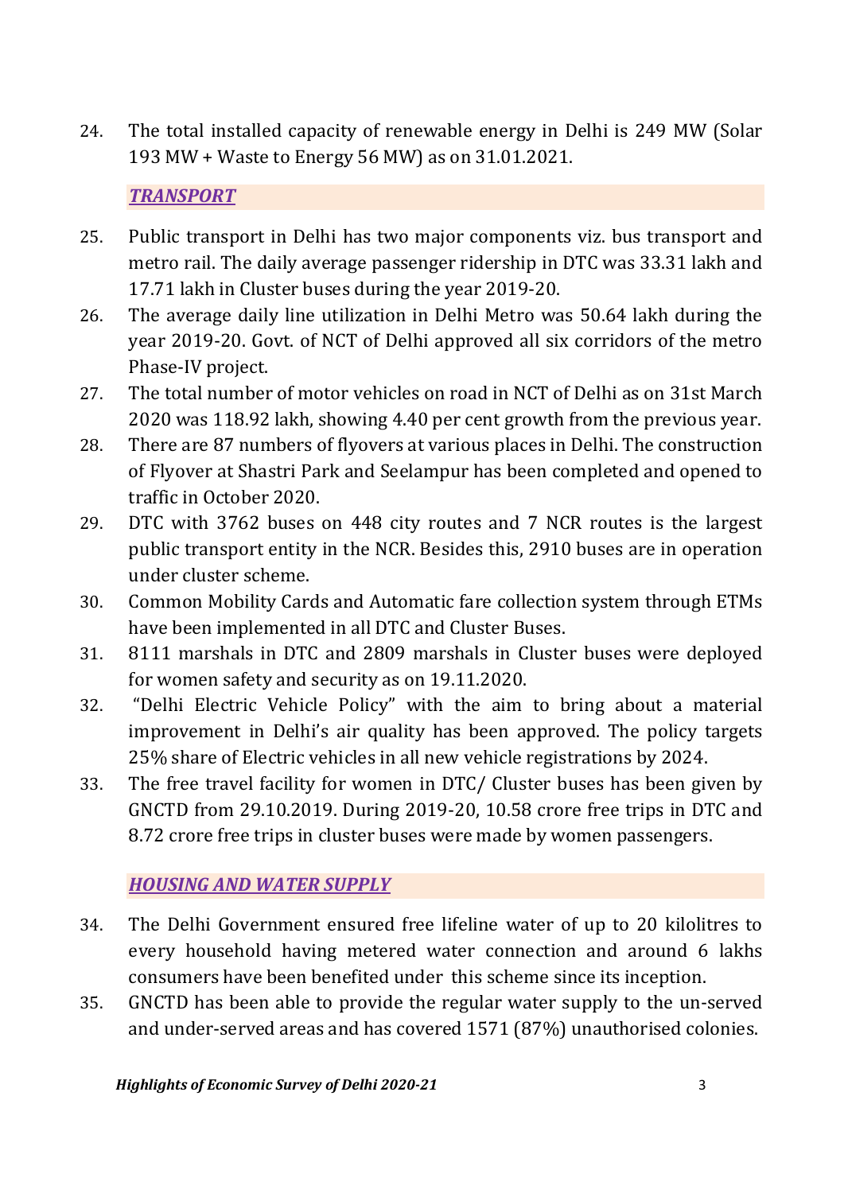24. The total installed capacity of renewable energy in Delhi is 249 MW (Solar 193 MW + Waste to Energy 56 MW) as on 31.01.2021.

## ***TRANSPORT***

25. Public transport in Delhi has two major components viz. bus transport and metro rail. The daily average passenger ridership in DTC was 33.31 lakh and 17.71 lakh in Cluster buses during the year 2019-20.
26. The average daily line utilization in Delhi Metro was 50.64 lakh during the year 2019-20. Govt. of NCT of Delhi approved all six corridors of the metro Phase-IV project.
27. The total number of motor vehicles on road in NCT of Delhi as on 31st March 2020 was 118.92 lakh, showing 4.40 per cent growth from the previous year.
28. There are 87 numbers of flyovers at various places in Delhi. The construction of Flyover at Shastri Park and Seelampur has been completed and opened to traffic in October 2020.
29. DTC with 3762 buses on 448 city routes and 7 NCR routes is the largest public transport entity in the NCR. Besides this, 2910 buses are in operation under cluster scheme.
30. Common Mobility Cards and Automatic fare collection system through ETMs have been implemented in all DTC and Cluster Buses.
31. 8111 marshals in DTC and 2809 marshals in Cluster buses were deployed for women safety and security as on 19.11.2020.
32. "Delhi Electric Vehicle Policy" with the aim to bring about a material improvement in Delhi's air quality has been approved. The policy targets 25% share of Electric vehicles in all new vehicle registrations by 2024.
33. The free travel facility for women in DTC/ Cluster buses has been given by GNCTD from 29.10.2019. During 2019-20, 10.58 crore free trips in DTC and 8.72 crore free trips in cluster buses were made by women passengers.

## ***HOUSING AND WATER SUPPLY***

34. The Delhi Government ensured free lifeline water of up to 20 kilolitres to every household having metered water connection and around 6 lakhs consumers have been benefited under this scheme since its inception.
35. GNCTD has been able to provide the regular water supply to the un-served and under-served areas and has covered 1571 (87%) unauthorised colonies.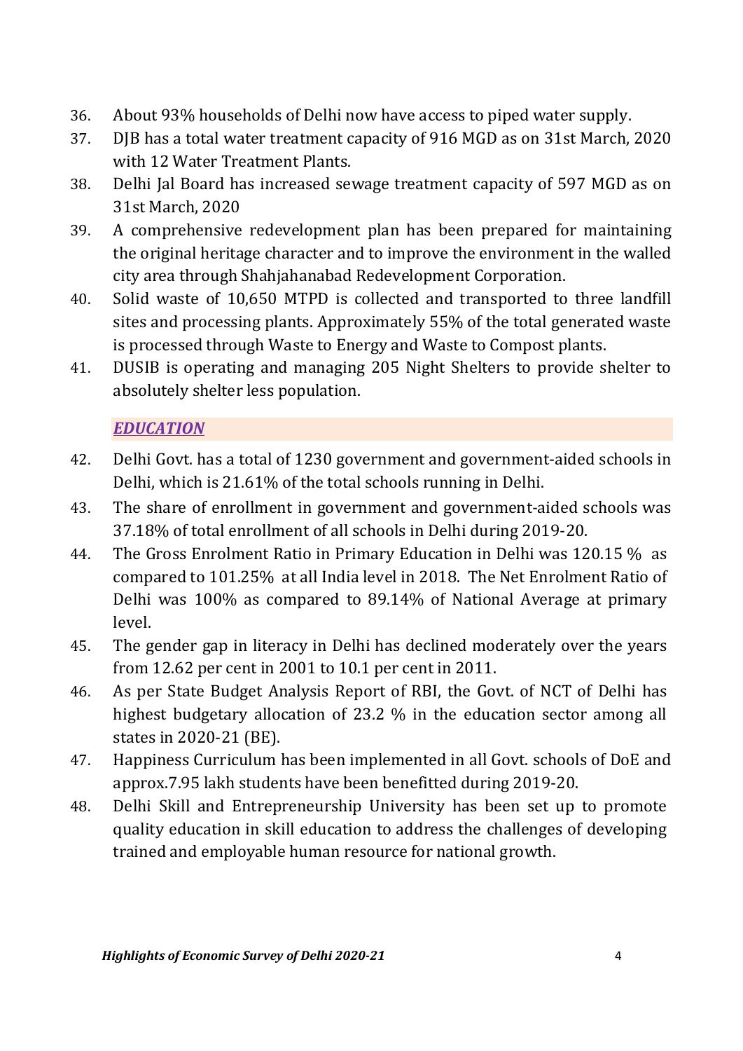36. About 93% households of Delhi now have access to piped water supply.
37. DJB has a total water treatment capacity of 916 MGD as on 31st March, 2020 with 12 Water Treatment Plants.
38. Delhi Jal Board has increased sewage treatment capacity of 597 MGD as on 31st March, 2020
39. A comprehensive redevelopment plan has been prepared for maintaining the original heritage character and to improve the environment in the walled city area through Shahjahanabad Redevelopment Corporation.
40. Solid waste of 10,650 MTPD is collected and transported to three landfill sites and processing plants. Approximately 55% of the total generated waste is processed through Waste to Energy and Waste to Compost plants.
41. DUSIB is operating and managing 205 Night Shelters to provide shelter to absolutely shelter less population.

## ***EDUCATION***

42. Delhi Govt. has a total of 1230 government and government-aided schools in Delhi, which is 21.61% of the total schools running in Delhi.
43. The share of enrollment in government and government-aided schools was 37.18% of total enrollment of all schools in Delhi during 2019-20.
44. The Gross Enrolment Ratio in Primary Education in Delhi was 120.15 % as compared to 101.25% at all India level in 2018. The Net Enrolment Ratio of Delhi was 100% as compared to 89.14% of National Average at primary level.
45. The gender gap in literacy in Delhi has declined moderately over the years from 12.62 per cent in 2001 to 10.1 per cent in 2011.
46. As per State Budget Analysis Report of RBI, the Govt. of NCT of Delhi has highest budgetary allocation of 23.2 % in the education sector among all states in 2020-21 (BE).
47. Happiness Curriculum has been implemented in all Govt. schools of DoE and approx.7.95 lakh students have been benefitted during 2019-20.
48. Delhi Skill and Entrepreneurship University has been set up to promote quality education in skill education to address the challenges of developing trained and employable human resource for national growth.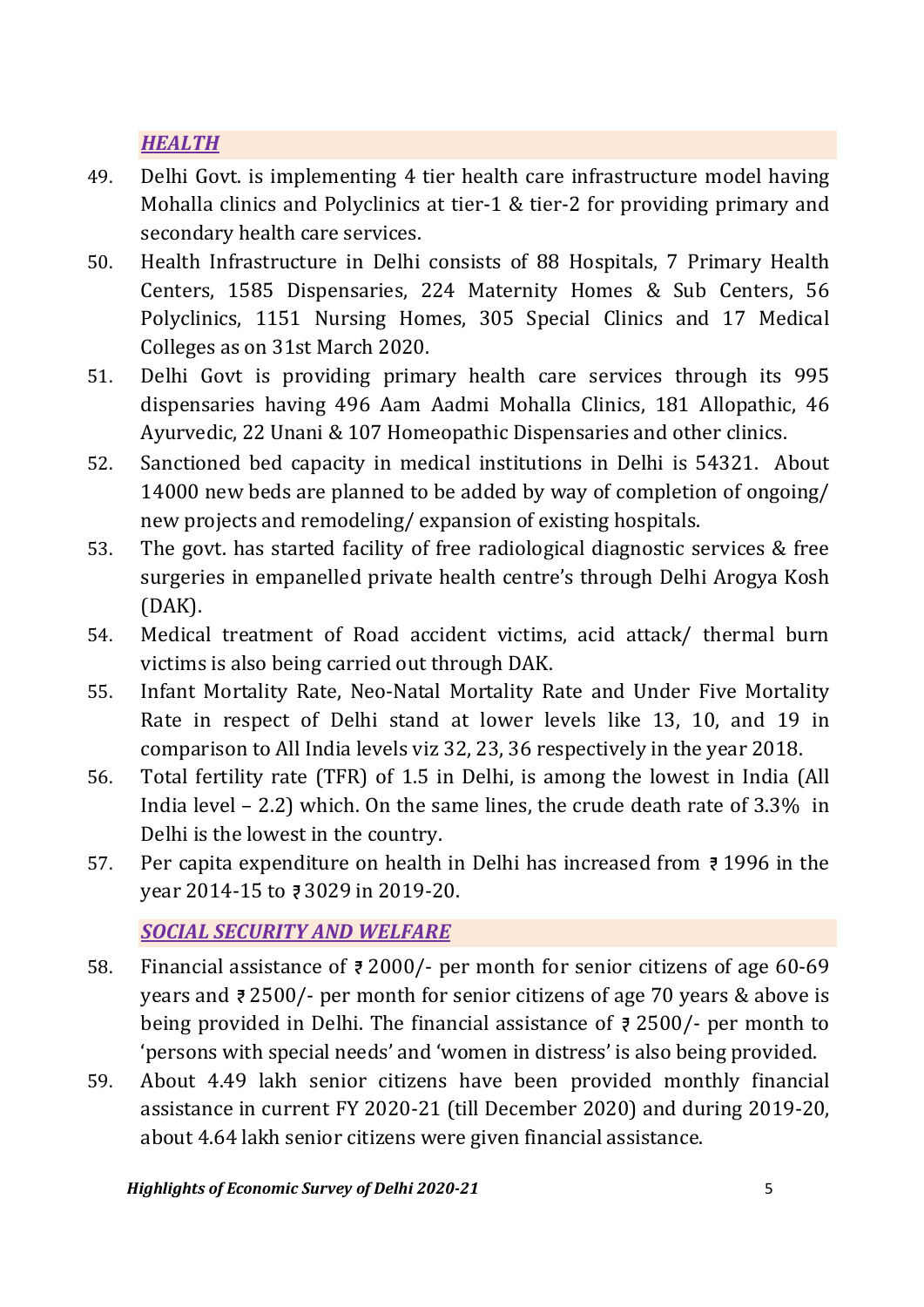## ***HEALTH***

49. Delhi Govt. is implementing 4 tier health care infrastructure model having Mohalla clinics and Polyclinics at tier-1 & tier-2 for providing primary and secondary health care services.
50. Health Infrastructure in Delhi consists of 88 Hospitals, 7 Primary Health Centers, 1585 Dispensaries, 224 Maternity Homes & Sub Centers, 56 Polyclinics, 1151 Nursing Homes, 305 Special Clinics and 17 Medical Colleges as on 31st March 2020.
51. Delhi Govt is providing primary health care services through its 995 dispensaries having 496 Aam Aadmi Mohalla Clinics, 181 Allopathic, 46 Ayurvedic, 22 Unani & 107 Homeopathic Dispensaries and other clinics.
52. Sanctioned bed capacity in medical institutions in Delhi is 54321. About 14000 new beds are planned to be added by way of completion of ongoing/ new projects and remodeling/ expansion of existing hospitals.
53. The govt. has started facility of free radiological diagnostic services & free surgeries in empanelled private health centre's through Delhi Arogya Kosh (DAK).
54. Medical treatment of Road accident victims, acid attack/ thermal burn victims is also being carried out through DAK.
55. Infant Mortality Rate, Neo-Natal Mortality Rate and Under Five Mortality Rate in respect of Delhi stand at lower levels like 13, 10, and 19 in comparison to All India levels viz 32, 23, 36 respectively in the year 2018.
56. Total fertility rate (TFR) of 1.5 in Delhi, is among the lowest in India (All India level – 2.2) which. On the same lines, the crude death rate of 3.3% in Delhi is the lowest in the country.
57. Per capita expenditure on health in Delhi has increased from ₹ 1996 in the year 2014-15 to ₹ 3029 in 2019-20.

## ***SOCIAL SECURITY AND WELFARE***

58. Financial assistance of ₹ 2000/- per month for senior citizens of age 60-69 years and ₹ 2500/- per month for senior citizens of age 70 years & above is being provided in Delhi. The financial assistance of ₹ 2500/- per month to 'persons with special needs' and 'women in distress' is also being provided.
59. About 4.49 lakh senior citizens have been provided monthly financial assistance in current FY 2020-21 (till December 2020) and during 2019-20, about 4.64 lakh senior citizens were given financial assistance.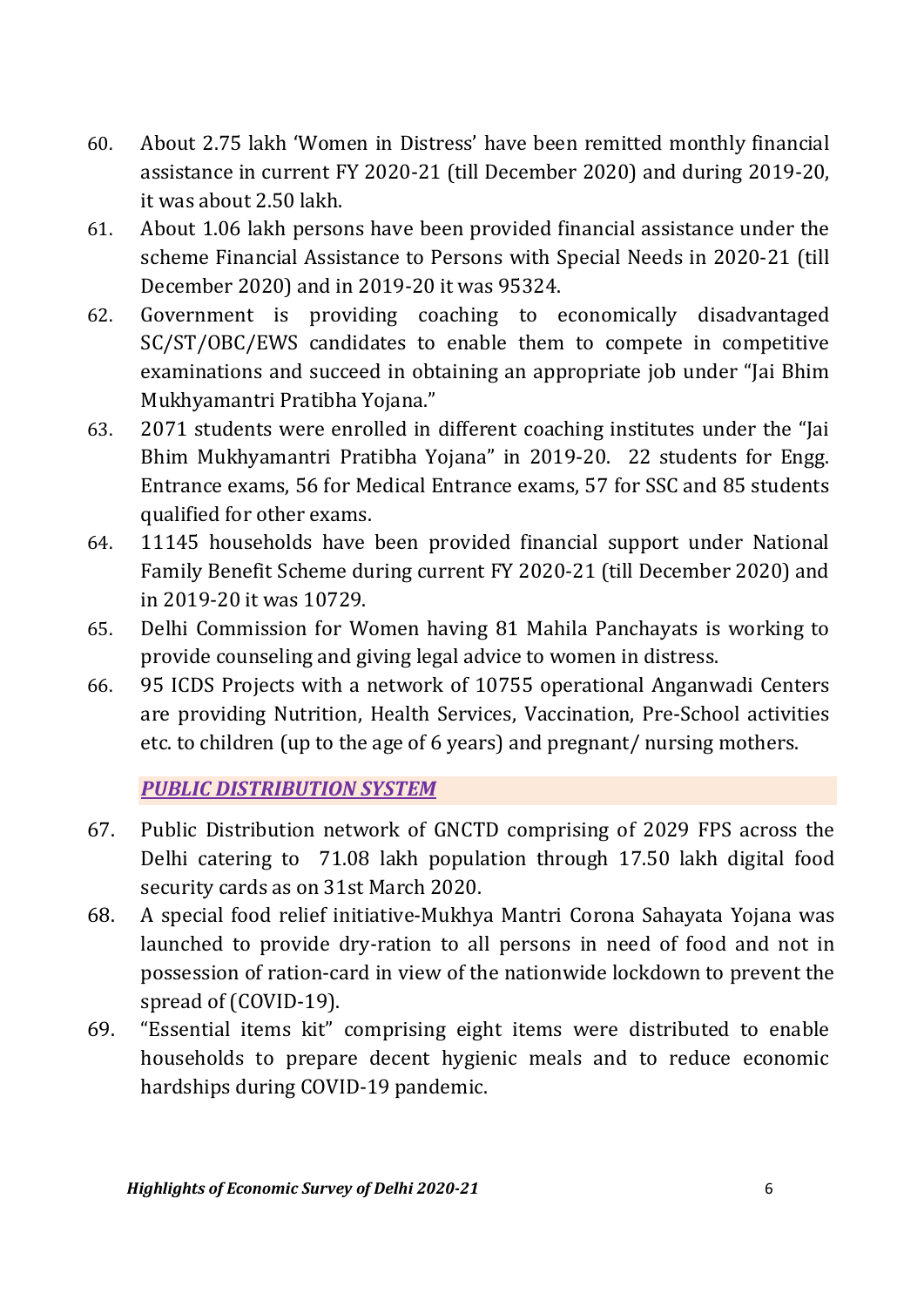60. About 2.75 lakh 'Women in Distress' have been remitted monthly financial assistance in current FY 2020-21 (till December 2020) and during 2019-20, it was about 2.50 lakh.
61. About 1.06 lakh persons have been provided financial assistance under the scheme Financial Assistance to Persons with Special Needs in 2020-21 (till December 2020) and in 2019-20 it was 95324.
62. Government is providing coaching to economically disadvantaged SC/ST/OBC/EWS candidates to enable them to compete in competitive examinations and succeed in obtaining an appropriate job under "Jai Bhim Mukhyamantri Pratibha Yojana."
63. 2071 students were enrolled in different coaching institutes under the "Jai Bhim Mukhyamantri Pratibha Yojana" in 2019-20. 22 students for Engg. Entrance exams, 56 for Medical Entrance exams, 57 for SSC and 85 students qualified for other exams.
64. 11145 households have been provided financial support under National Family Benefit Scheme during current FY 2020-21 (till December 2020) and in 2019-20 it was 10729.
65. Delhi Commission for Women having 81 Mahila Panchayats is working to provide counseling and giving legal advice to women in distress.
66. 95 ICDS Projects with a network of 10755 operational Anganwadi Centers are providing Nutrition, Health Services, Vaccination, Pre-School activities etc. to children (up to the age of 6 years) and pregnant/ nursing mothers.

### ***PUBLIC DISTRIBUTION SYSTEM***

67. Public Distribution network of GNCTD comprising of 2029 FPS across the Delhi catering to 71.08 lakh population through 17.50 lakh digital food security cards as on 31st March 2020.
68. A special food relief initiative-Mukhya Mantri Corona Sahayata Yojana was launched to provide dry-ration to all persons in need of food and not in possession of ration-card in view of the nationwide lockdown to prevent the spread of (COVID-19).
69. "Essential items kit" comprising eight items were distributed to enable households to prepare decent hygienic meals and to reduce economic hardships during COVID-19 pandemic.